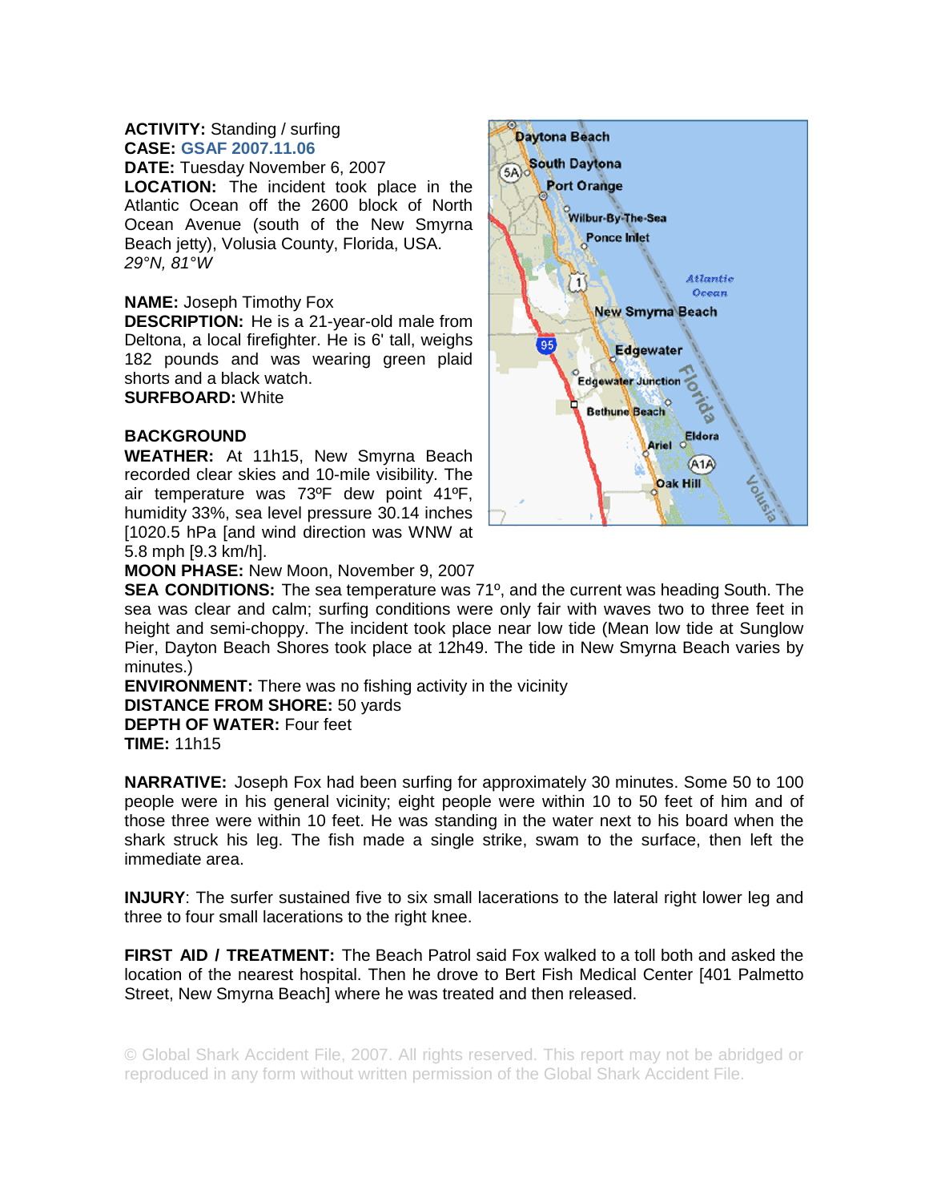**ACTIVITY:** Standing / surfing
**CASE:** GSAF 2007.11.06
**DATE:** Tuesday November 6, 2007
**LOCATION:** The incident took place in the Atlantic Ocean off the 2600 block of North Ocean Avenue (south of the New Smyrna Beach jetty), Volusia County, Florida, USA.
*29°N, 81°W*

**NAME:** Joseph Timothy Fox
**DESCRIPTION:** He is a 21-year-old male from Deltona, a local firefighter. He is 6' tall, weighs 182 pounds and was wearing green plaid shorts and a black watch.
**SURFBOARD:** White

**BACKGROUND**

**WEATHER:** At 11h15, New Smyrna Beach recorded clear skies and 10-mile visibility. The air temperature was 73ºF dew point 41ºF, humidity 33%, sea level pressure 30.14 inches [1020.5 hPa [and wind direction was WNW at 5.8 mph [9.3 km/h].
**MOON PHASE:** New Moon, November 9, 2007
**SEA CONDITIONS:** The sea temperature was 71º, and the current was heading South. The sea was clear and calm; surfing conditions were only fair with waves two to three feet in height and semi-choppy. The incident took place near low tide (Mean low tide at Sunglow Pier, Dayton Beach Shores took place at 12h49. The tide in New Smyrna Beach varies by minutes.)
**ENVIRONMENT:** There was no fishing activity in the vicinity
**DISTANCE FROM SHORE:** 50 yards
**DEPTH OF WATER:** Four feet
**TIME:** 11h15

**NARRATIVE:** Joseph Fox had been surfing for approximately 30 minutes. Some 50 to 100 people were in his general vicinity; eight people were within 10 to 50 feet of him and of those three were within 10 feet. He was standing in the water next to his board when the shark struck his leg. The fish made a single strike, swam to the surface, then left the immediate area.

**INJURY**: The surfer sustained five to six small lacerations to the lateral right lower leg and three to four small lacerations to the right knee.

**FIRST AID / TREATMENT:** The Beach Patrol said Fox walked to a toll both and asked the location of the nearest hospital. Then he drove to Bert Fish Medical Center [401 Palmetto Street, New Smyrna Beach] where he was treated and then released.

© Global Shark Accident File, 2007. All rights reserved. This report may not be abridged or reproduced in any form without written permission of the Global Shark Accident File.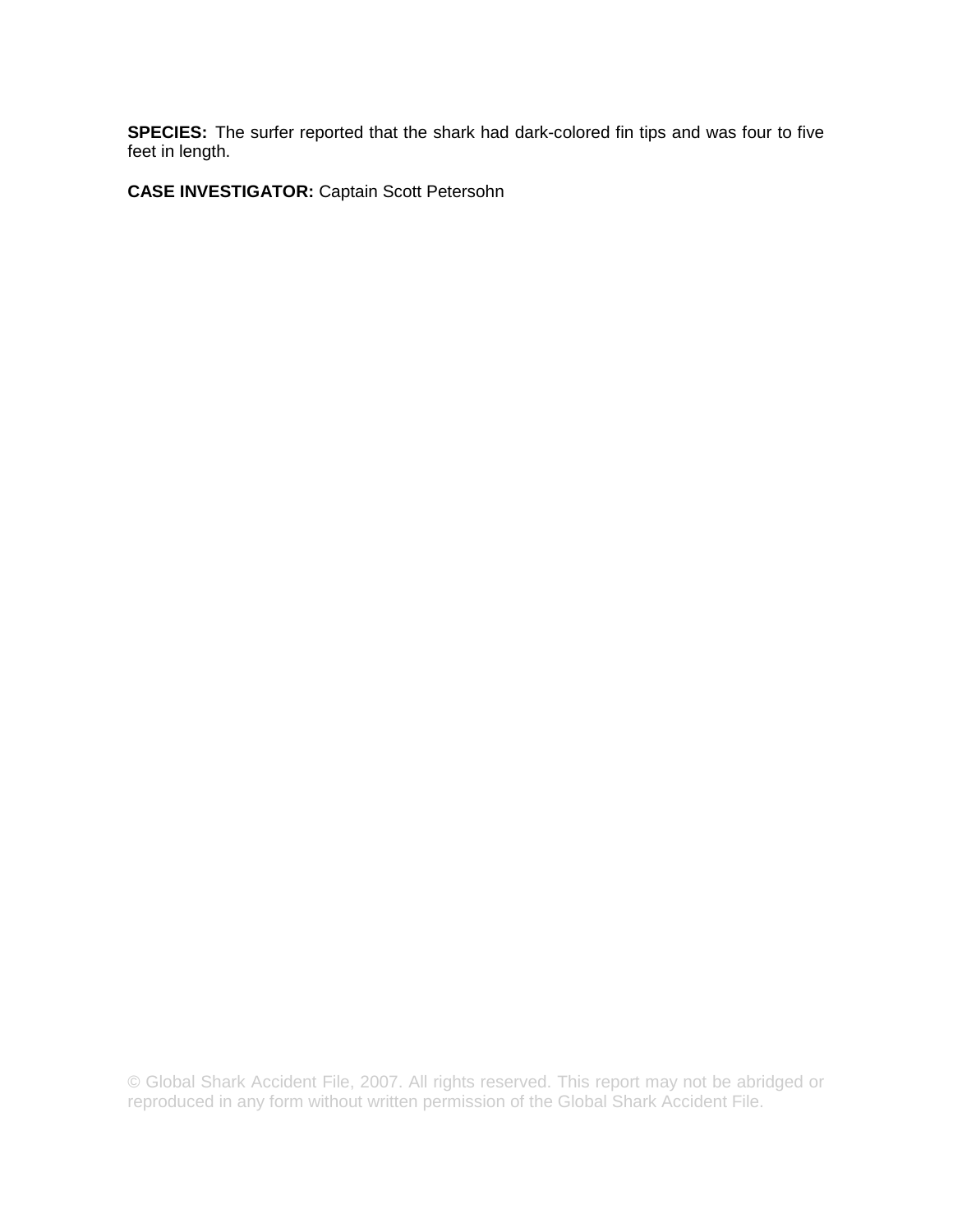**SPECIES:** The surfer reported that the shark had dark-colored fin tips and was four to five feet in length.

**CASE INVESTIGATOR:** Captain Scott Petersohn

© Global Shark Accident File, 2007. All rights reserved. This report may not be abridged or reproduced in any form without written permission of the Global Shark Accident File.